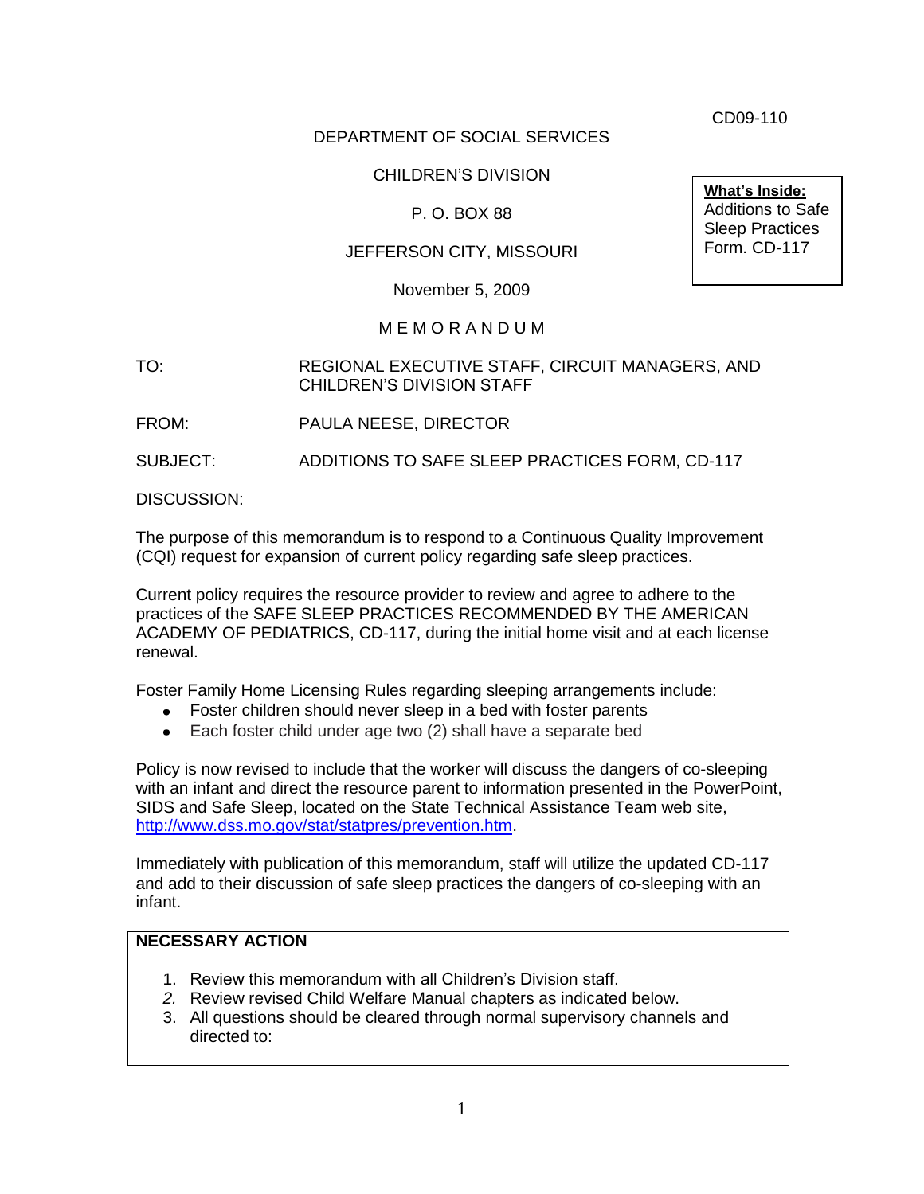CD09-110

DEPARTMENT OF SOCIAL SERVICES

CHILDREN'S DIVISION

P. O. BOX 88

JEFFERSON CITY, MISSOURI

November 5, 2009

**What's Inside:**
Additions to Safe Sleep Practices Form. CD-117

# M E M O R A N D U M

TO: REGIONAL EXECUTIVE STAFF, CIRCUIT MANAGERS, AND CHILDREN'S DIVISION STAFF

FROM: PAULA NEESE, DIRECTOR

SUBJECT: ADDITIONS TO SAFE SLEEP PRACTICES FORM, CD-117

DISCUSSION:

The purpose of this memorandum is to respond to a Continuous Quality Improvement (CQI) request for expansion of current policy regarding safe sleep practices.

Current policy requires the resource provider to review and agree to adhere to the practices of the SAFE SLEEP PRACTICES RECOMMENDED BY THE AMERICAN ACADEMY OF PEDIATRICS, CD-117, during the initial home visit and at each license renewal.

Foster Family Home Licensing Rules regarding sleeping arrangements include:

- Foster children should never sleep in a bed with foster parents
- Each foster child under age two (2) shall have a separate bed

Policy is now revised to include that the worker will discuss the dangers of co-sleeping with an infant and direct the resource parent to information presented in the PowerPoint, SIDS and Safe Sleep, located on the State Technical Assistance Team web site, http://www.dss.mo.gov/stat/statpres/prevention.htm.

Immediately with publication of this memorandum, staff will utilize the updated CD-117 and add to their discussion of safe sleep practices the dangers of co-sleeping with an infant.

**NECESSARY ACTION**

1. Review this memorandum with all Children's Division staff.
2. Review revised Child Welfare Manual chapters as indicated below.
3. All questions should be cleared through normal supervisory channels and directed to: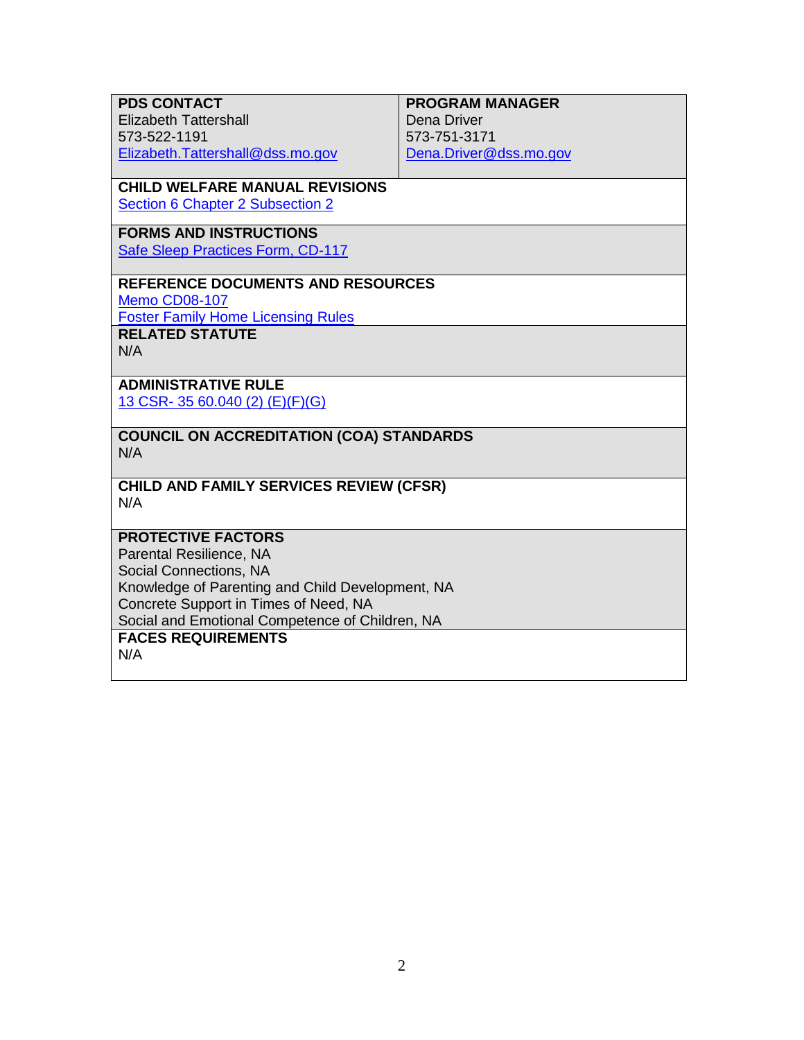| **PDS CONTACT** | **PROGRAM MANAGER** |
|---|---|
| Elizabeth Tattershall<br>573-522-1191<br>Elizabeth.Tattershall@dss.mo.gov | Dena Driver<br>573-751-3171<br>Dena.Driver@dss.mo.gov |

**CHILD WELFARE MANUAL REVISIONS**
Section 6 Chapter 2 Subsection 2

**FORMS AND INSTRUCTIONS**
Safe Sleep Practices Form, CD-117

**REFERENCE DOCUMENTS AND RESOURCES**
Memo CD08-107
Foster Family Home Licensing Rules

**RELATED STATUTE**
N/A

**ADMINISTRATIVE RULE**
13 CSR- 35 60.040 (2) (E)(F)(G)

**COUNCIL ON ACCREDITATION (COA) STANDARDS**
N/A

**CHILD AND FAMILY SERVICES REVIEW (CFSR)**
N/A

**PROTECTIVE FACTORS**
Parental Resilience, NA
Social Connections, NA
Knowledge of Parenting and Child Development, NA
Concrete Support in Times of Need, NA
Social and Emotional Competence of Children, NA

**FACES REQUIREMENTS**
N/A